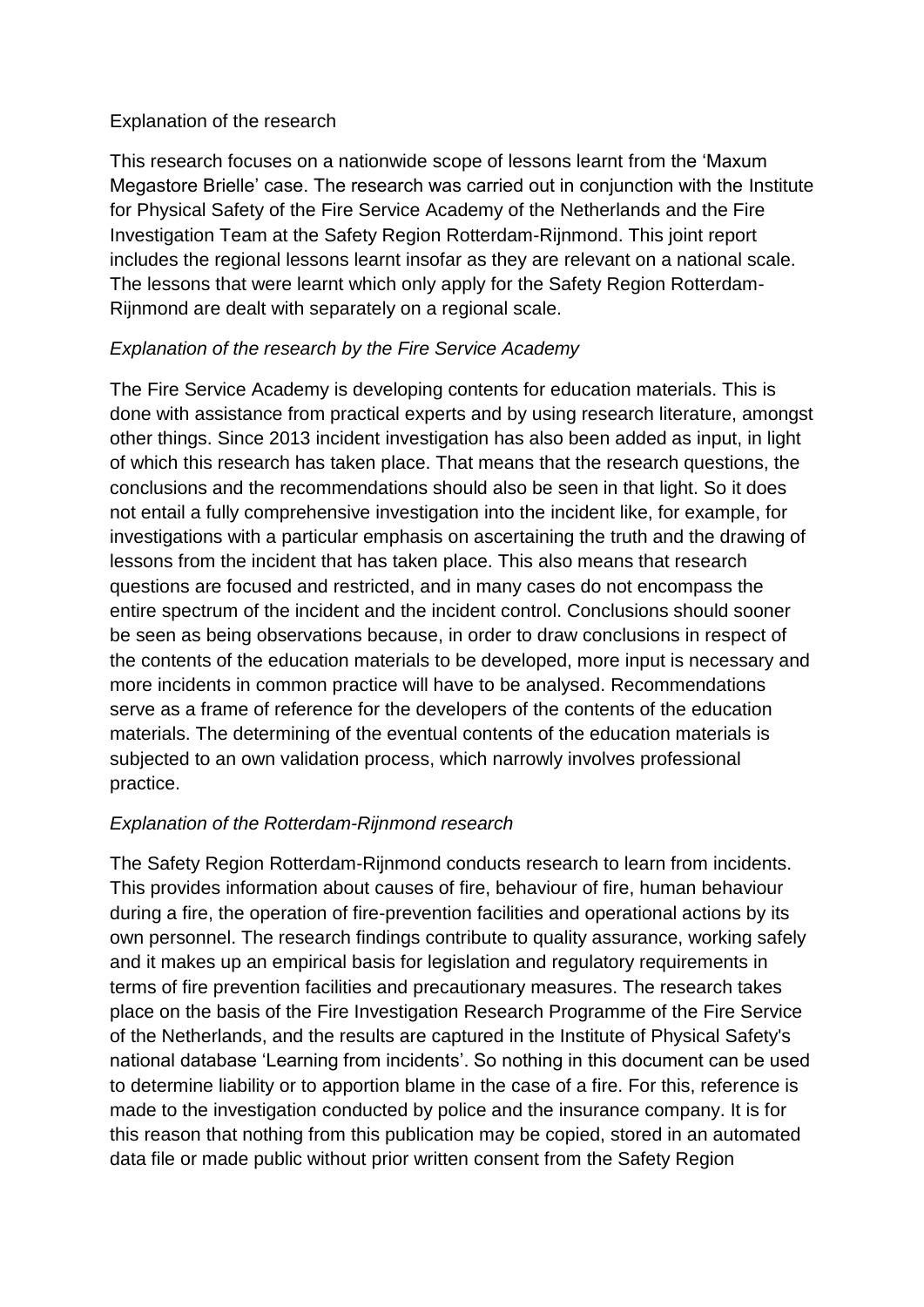## Explanation of the research

This research focuses on a nationwide scope of lessons learnt from the 'Maxum Megastore Brielle' case. The research was carried out in conjunction with the Institute for Physical Safety of the Fire Service Academy of the Netherlands and the Fire Investigation Team at the Safety Region Rotterdam-Rijnmond. This joint report includes the regional lessons learnt insofar as they are relevant on a national scale. The lessons that were learnt which only apply for the Safety Region Rotterdam-Rijnmond are dealt with separately on a regional scale.

### *Explanation of the research by the Fire Service Academy*

The Fire Service Academy is developing contents for education materials. This is done with assistance from practical experts and by using research literature, amongst other things. Since 2013 incident investigation has also been added as input, in light of which this research has taken place. That means that the research questions, the conclusions and the recommendations should also be seen in that light. So it does not entail a fully comprehensive investigation into the incident like, for example, for investigations with a particular emphasis on ascertaining the truth and the drawing of lessons from the incident that has taken place. This also means that research questions are focused and restricted, and in many cases do not encompass the entire spectrum of the incident and the incident control. Conclusions should sooner be seen as being observations because, in order to draw conclusions in respect of the contents of the education materials to be developed, more input is necessary and more incidents in common practice will have to be analysed. Recommendations serve as a frame of reference for the developers of the contents of the education materials. The determining of the eventual contents of the education materials is subjected to an own validation process, which narrowly involves professional practice.

### *Explanation of the Rotterdam-Rijnmond research*

The Safety Region Rotterdam-Rijnmond conducts research to learn from incidents. This provides information about causes of fire, behaviour of fire, human behaviour during a fire, the operation of fire-prevention facilities and operational actions by its own personnel. The research findings contribute to quality assurance, working safely and it makes up an empirical basis for legislation and regulatory requirements in terms of fire prevention facilities and precautionary measures. The research takes place on the basis of the Fire Investigation Research Programme of the Fire Service of the Netherlands, and the results are captured in the Institute of Physical Safety's national database 'Learning from incidents'. So nothing in this document can be used to determine liability or to apportion blame in the case of a fire. For this, reference is made to the investigation conducted by police and the insurance company. It is for this reason that nothing from this publication may be copied, stored in an automated data file or made public without prior written consent from the Safety Region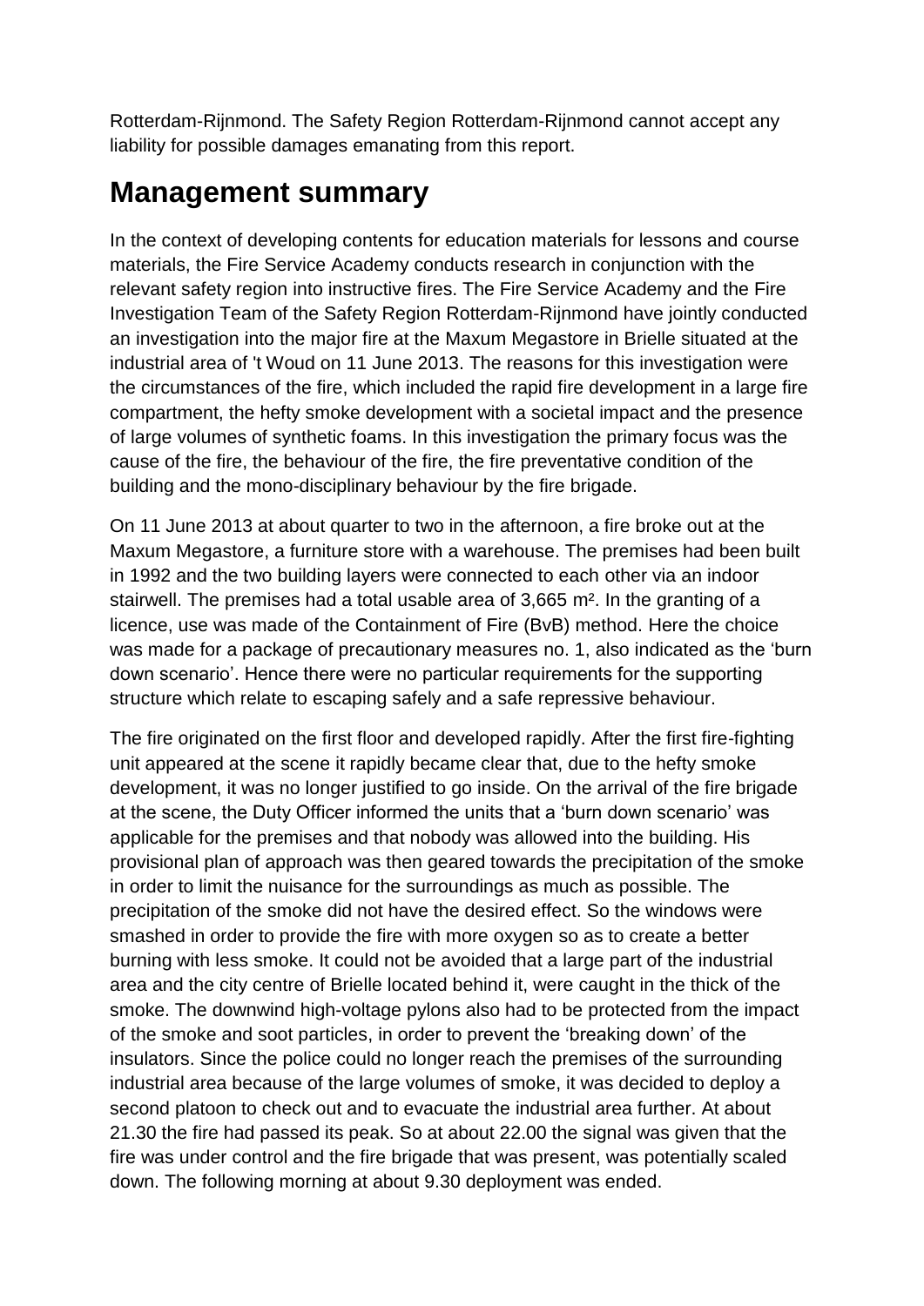Rotterdam-Rijnmond. The Safety Region Rotterdam-Rijnmond cannot accept any liability for possible damages emanating from this report.

# Management summary

In the context of developing contents for education materials for lessons and course materials, the Fire Service Academy conducts research in conjunction with the relevant safety region into instructive fires. The Fire Service Academy and the Fire Investigation Team of the Safety Region Rotterdam-Rijnmond have jointly conducted an investigation into the major fire at the Maxum Megastore in Brielle situated at the industrial area of 't Woud on 11 June 2013. The reasons for this investigation were the circumstances of the fire, which included the rapid fire development in a large fire compartment, the hefty smoke development with a societal impact and the presence of large volumes of synthetic foams. In this investigation the primary focus was the cause of the fire, the behaviour of the fire, the fire preventative condition of the building and the mono-disciplinary behaviour by the fire brigade.

On 11 June 2013 at about quarter to two in the afternoon, a fire broke out at the Maxum Megastore, a furniture store with a warehouse. The premises had been built in 1992 and the two building layers were connected to each other via an indoor stairwell. The premises had a total usable area of 3,665 m². In the granting of a licence, use was made of the Containment of Fire (BvB) method. Here the choice was made for a package of precautionary measures no. 1, also indicated as the 'burn down scenario'. Hence there were no particular requirements for the supporting structure which relate to escaping safely and a safe repressive behaviour.

The fire originated on the first floor and developed rapidly. After the first fire-fighting unit appeared at the scene it rapidly became clear that, due to the hefty smoke development, it was no longer justified to go inside. On the arrival of the fire brigade at the scene, the Duty Officer informed the units that a 'burn down scenario' was applicable for the premises and that nobody was allowed into the building. His provisional plan of approach was then geared towards the precipitation of the smoke in order to limit the nuisance for the surroundings as much as possible. The precipitation of the smoke did not have the desired effect. So the windows were smashed in order to provide the fire with more oxygen so as to create a better burning with less smoke. It could not be avoided that a large part of the industrial area and the city centre of Brielle located behind it, were caught in the thick of the smoke. The downwind high-voltage pylons also had to be protected from the impact of the smoke and soot particles, in order to prevent the 'breaking down' of the insulators. Since the police could no longer reach the premises of the surrounding industrial area because of the large volumes of smoke, it was decided to deploy a second platoon to check out and to evacuate the industrial area further. At about 21.30 the fire had passed its peak. So at about 22.00 the signal was given that the fire was under control and the fire brigade that was present, was potentially scaled down. The following morning at about 9.30 deployment was ended.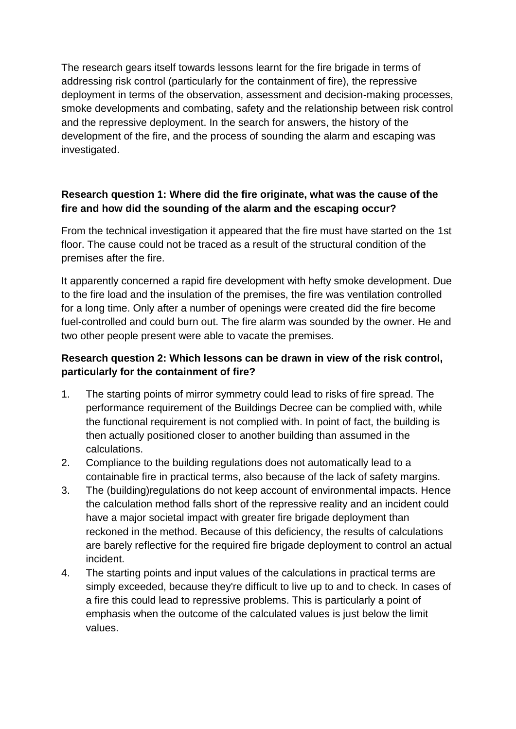The research gears itself towards lessons learnt for the fire brigade in terms of addressing risk control (particularly for the containment of fire), the repressive deployment in terms of the observation, assessment and decision-making processes, smoke developments and combating, safety and the relationship between risk control and the repressive deployment. In the search for answers, the history of the development of the fire, and the process of sounding the alarm and escaping was investigated.

**Research question 1: Where did the fire originate, what was the cause of the fire and how did the sounding of the alarm and the escaping occur?**

From the technical investigation it appeared that the fire must have started on the 1st floor. The cause could not be traced as a result of the structural condition of the premises after the fire.

It apparently concerned a rapid fire development with hefty smoke development. Due to the fire load and the insulation of the premises, the fire was ventilation controlled for a long time. Only after a number of openings were created did the fire become fuel-controlled and could burn out. The fire alarm was sounded by the owner. He and two other people present were able to vacate the premises.

**Research question 2: Which lessons can be drawn in view of the risk control, particularly for the containment of fire?**

1. The starting points of mirror symmetry could lead to risks of fire spread. The performance requirement of the Buildings Decree can be complied with, while the functional requirement is not complied with. In point of fact, the building is then actually positioned closer to another building than assumed in the calculations.
2. Compliance to the building regulations does not automatically lead to a containable fire in practical terms, also because of the lack of safety margins.
3. The (building)regulations do not keep account of environmental impacts. Hence the calculation method falls short of the repressive reality and an incident could have a major societal impact with greater fire brigade deployment than reckoned in the method. Because of this deficiency, the results of calculations are barely reflective for the required fire brigade deployment to control an actual incident.
4. The starting points and input values of the calculations in practical terms are simply exceeded, because they're difficult to live up to and to check. In cases of a fire this could lead to repressive problems. This is particularly a point of emphasis when the outcome of the calculated values is just below the limit values.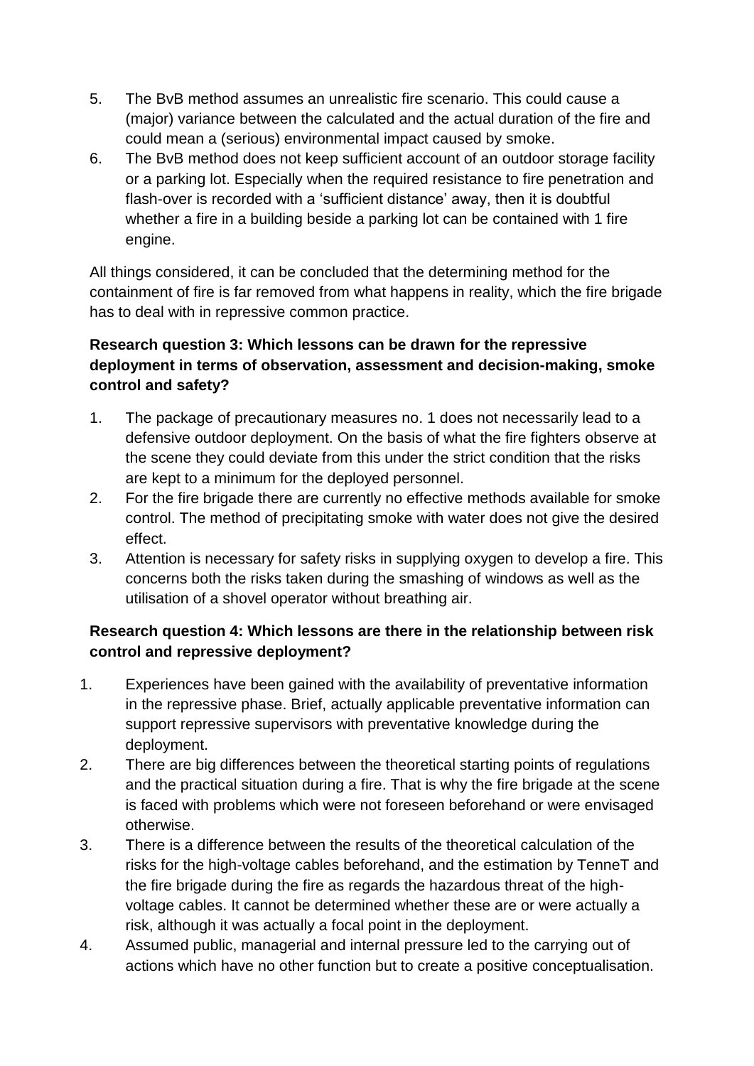5. The BvB method assumes an unrealistic fire scenario. This could cause a (major) variance between the calculated and the actual duration of the fire and could mean a (serious) environmental impact caused by smoke.
6. The BvB method does not keep sufficient account of an outdoor storage facility or a parking lot. Especially when the required resistance to fire penetration and flash-over is recorded with a 'sufficient distance' away, then it is doubtful whether a fire in a building beside a parking lot can be contained with 1 fire engine.

All things considered, it can be concluded that the determining method for the containment of fire is far removed from what happens in reality, which the fire brigade has to deal with in repressive common practice.

**Research question 3: Which lessons can be drawn for the repressive deployment in terms of observation, assessment and decision-making, smoke control and safety?**

1. The package of precautionary measures no. 1 does not necessarily lead to a defensive outdoor deployment. On the basis of what the fire fighters observe at the scene they could deviate from this under the strict condition that the risks are kept to a minimum for the deployed personnel.
2. For the fire brigade there are currently no effective methods available for smoke control. The method of precipitating smoke with water does not give the desired effect.
3. Attention is necessary for safety risks in supplying oxygen to develop a fire. This concerns both the risks taken during the smashing of windows as well as the utilisation of a shovel operator without breathing air.

**Research question 4: Which lessons are there in the relationship between risk control and repressive deployment?**

1. Experiences have been gained with the availability of preventative information in the repressive phase. Brief, actually applicable preventative information can support repressive supervisors with preventative knowledge during the deployment.
2. There are big differences between the theoretical starting points of regulations and the practical situation during a fire. That is why the fire brigade at the scene is faced with problems which were not foreseen beforehand or were envisaged otherwise.
3. There is a difference between the results of the theoretical calculation of the risks for the high-voltage cables beforehand, and the estimation by TenneT and the fire brigade during the fire as regards the hazardous threat of the high-voltage cables. It cannot be determined whether these are or were actually a risk, although it was actually a focal point in the deployment.
4. Assumed public, managerial and internal pressure led to the carrying out of actions which have no other function but to create a positive conceptualisation.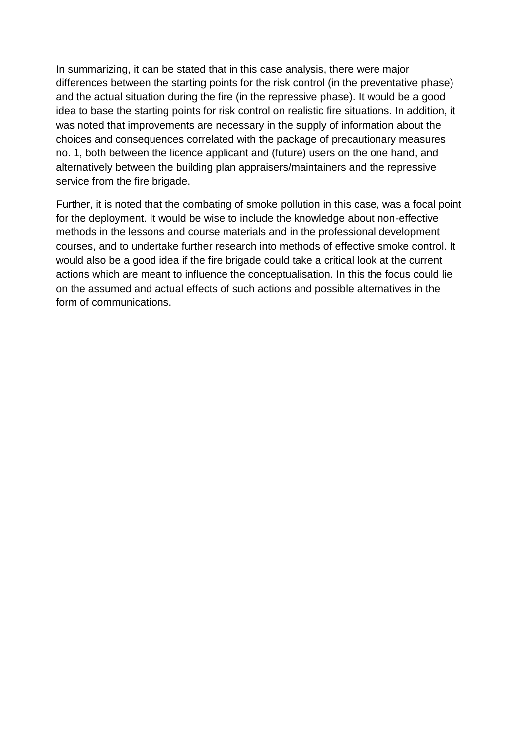In summarizing, it can be stated that in this case analysis, there were major differences between the starting points for the risk control (in the preventative phase) and the actual situation during the fire (in the repressive phase). It would be a good idea to base the starting points for risk control on realistic fire situations. In addition, it was noted that improvements are necessary in the supply of information about the choices and consequences correlated with the package of precautionary measures no. 1, both between the licence applicant and (future) users on the one hand, and alternatively between the building plan appraisers/maintainers and the repressive service from the fire brigade.

Further, it is noted that the combating of smoke pollution in this case, was a focal point for the deployment. It would be wise to include the knowledge about non-effective methods in the lessons and course materials and in the professional development courses, and to undertake further research into methods of effective smoke control. It would also be a good idea if the fire brigade could take a critical look at the current actions which are meant to influence the conceptualisation. In this the focus could lie on the assumed and actual effects of such actions and possible alternatives in the form of communications.